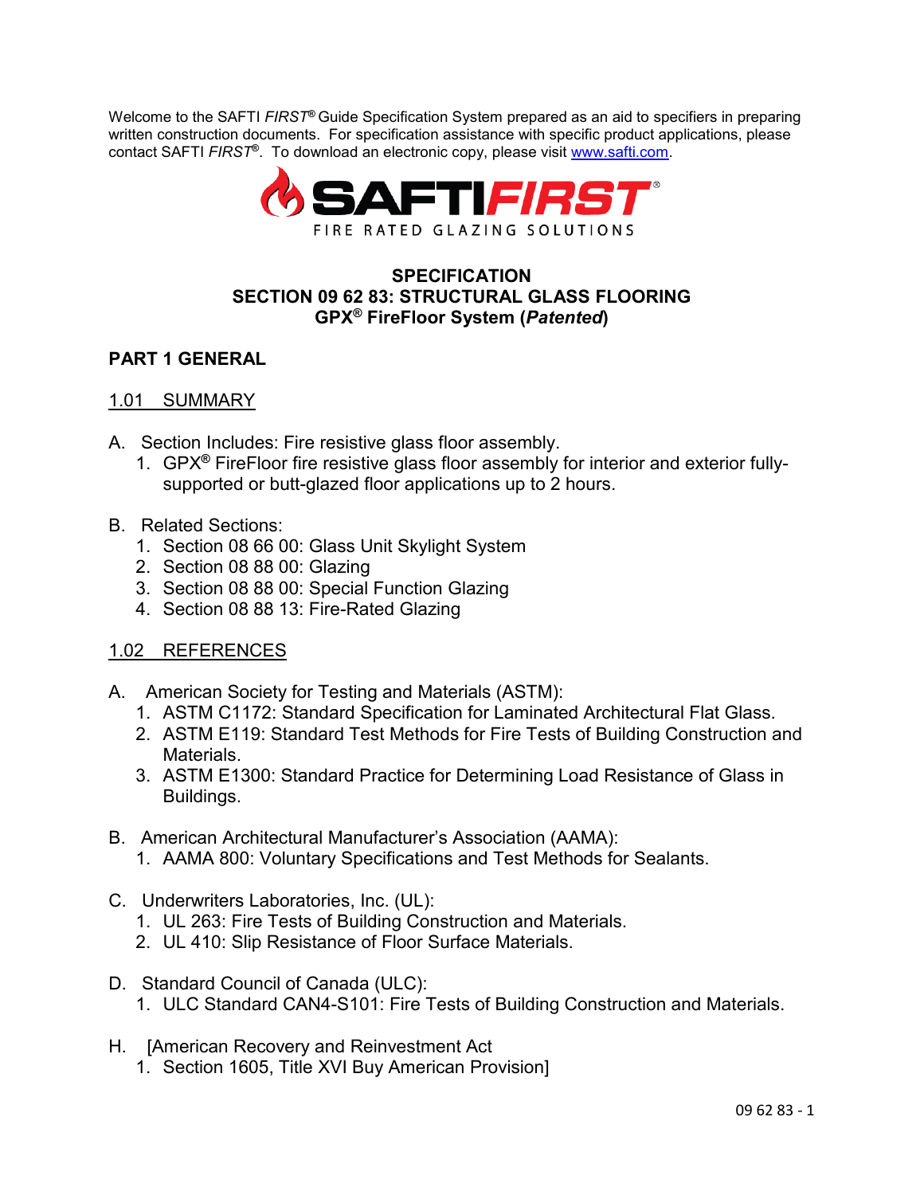Welcome to the SAFTI *FIRST*® Guide Specification System prepared as an aid to specifiers in preparing written construction documents. For specification assistance with specific product applications, please contact SAFTI *FIRST*®. To download an electronic copy, please visit www.safti.com.

SAFTI*FIRST*®

FIRE RATED GLAZING SOLUTIONS

# SPECIFICATION
# SECTION 09 62 83: STRUCTURAL GLASS FLOORING
# GPX® FireFloor System (*Patented*)

## PART 1 GENERAL

### 1.01 SUMMARY

A. Section Includes: Fire resistive glass floor assembly.
   1. GPX® FireFloor fire resistive glass floor assembly for interior and exterior fully-supported or butt-glazed floor applications up to 2 hours.

B. Related Sections:
   1. Section 08 66 00: Glass Unit Skylight System
   2. Section 08 88 00: Glazing
   3. Section 08 88 00: Special Function Glazing
   4. Section 08 88 13: Fire-Rated Glazing

### 1.02 REFERENCES

A. American Society for Testing and Materials (ASTM):
   1. ASTM C1172: Standard Specification for Laminated Architectural Flat Glass.
   2. ASTM E119: Standard Test Methods for Fire Tests of Building Construction and Materials.
   3. ASTM E1300: Standard Practice for Determining Load Resistance of Glass in Buildings.

B. American Architectural Manufacturer's Association (AAMA):
   1. AAMA 800: Voluntary Specifications and Test Methods for Sealants.

C. Underwriters Laboratories, Inc. (UL):
   1. UL 263: Fire Tests of Building Construction and Materials.
   2. UL 410: Slip Resistance of Floor Surface Materials.

D. Standard Council of Canada (ULC):
   1. ULC Standard CAN4-S101: Fire Tests of Building Construction and Materials.

H. [American Recovery and Reinvestment Act
   1. Section 1605, Title XVI Buy American Provision]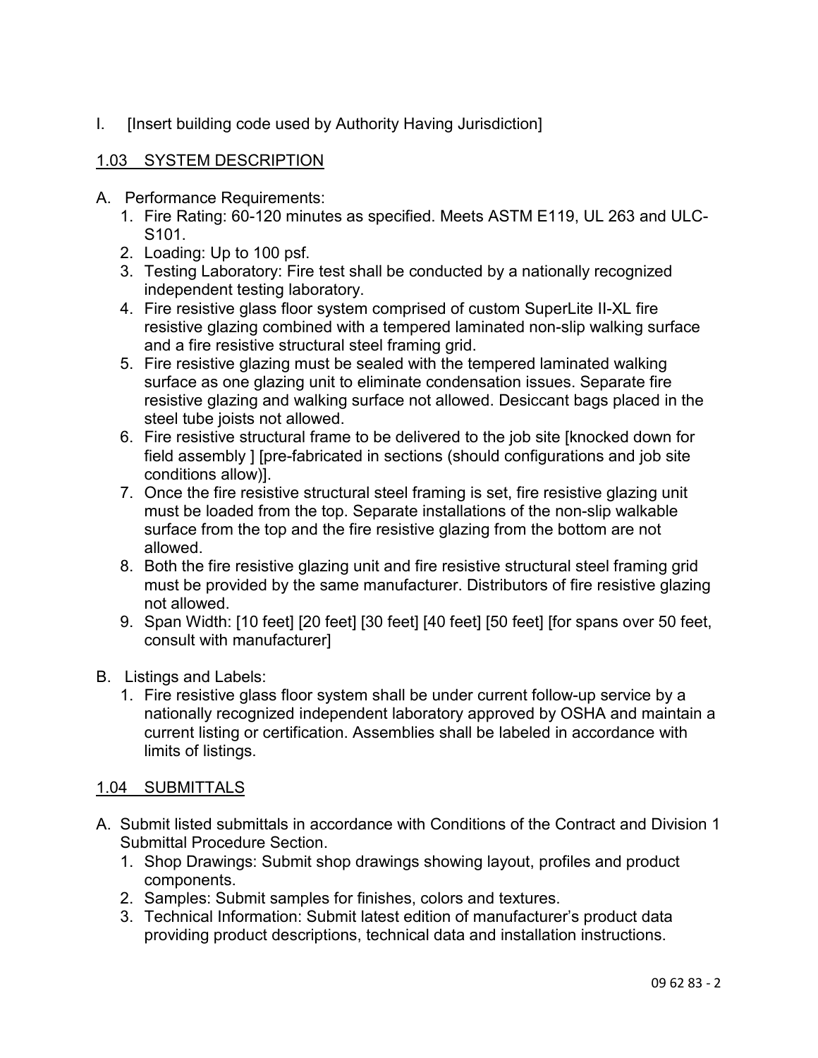I. [Insert building code used by Authority Having Jurisdiction]

## 1.03 SYSTEM DESCRIPTION

A. Performance Requirements:
   1. Fire Rating: 60-120 minutes as specified. Meets ASTM E119, UL 263 and ULC-S101.
   2. Loading: Up to 100 psf.
   3. Testing Laboratory: Fire test shall be conducted by a nationally recognized independent testing laboratory.
   4. Fire resistive glass floor system comprised of custom SuperLite II-XL fire resistive glazing combined with a tempered laminated non-slip walking surface and a fire resistive structural steel framing grid.
   5. Fire resistive glazing must be sealed with the tempered laminated walking surface as one glazing unit to eliminate condensation issues. Separate fire resistive glazing and walking surface not allowed. Desiccant bags placed in the steel tube joists not allowed.
   6. Fire resistive structural frame to be delivered to the job site [knocked down for field assembly ] [pre-fabricated in sections (should configurations and job site conditions allow)].
   7. Once the fire resistive structural steel framing is set, fire resistive glazing unit must be loaded from the top. Separate installations of the non-slip walkable surface from the top and the fire resistive glazing from the bottom are not allowed.
   8. Both the fire resistive glazing unit and fire resistive structural steel framing grid must be provided by the same manufacturer. Distributors of fire resistive glazing not allowed.
   9. Span Width: [10 feet] [20 feet] [30 feet] [40 feet] [50 feet] [for spans over 50 feet, consult with manufacturer]

B. Listings and Labels:
   1. Fire resistive glass floor system shall be under current follow-up service by a nationally recognized independent laboratory approved by OSHA and maintain a current listing or certification. Assemblies shall be labeled in accordance with limits of listings.

## 1.04 SUBMITTALS

A. Submit listed submittals in accordance with Conditions of the Contract and Division 1 Submittal Procedure Section.
   1. Shop Drawings: Submit shop drawings showing layout, profiles and product components.
   2. Samples: Submit samples for finishes, colors and textures.
   3. Technical Information: Submit latest edition of manufacturer's product data providing product descriptions, technical data and installation instructions.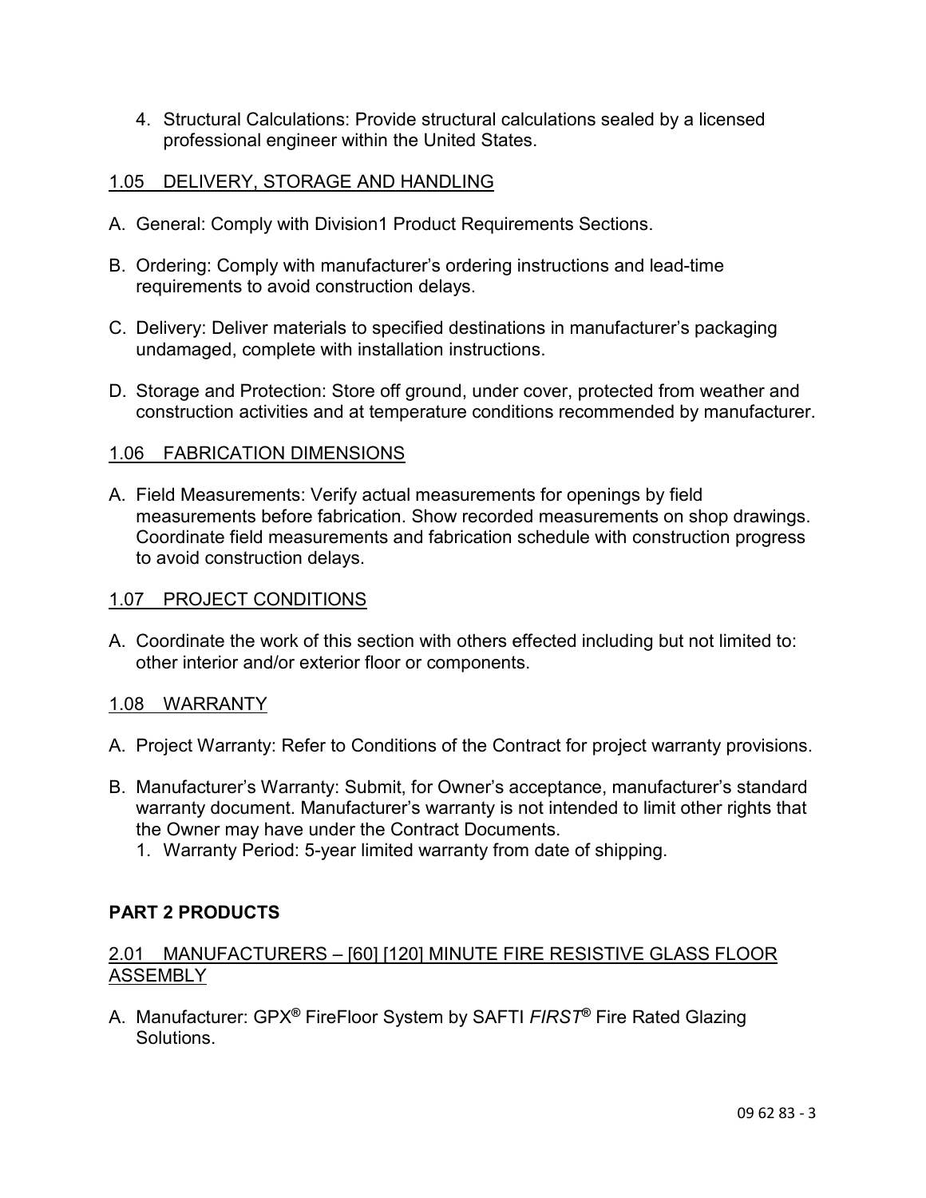4. Structural Calculations: Provide structural calculations sealed by a licensed professional engineer within the United States.

## 1.05 DELIVERY, STORAGE AND HANDLING

A. General: Comply with Division1 Product Requirements Sections.

B. Ordering: Comply with manufacturer's ordering instructions and lead-time requirements to avoid construction delays.

C. Delivery: Deliver materials to specified destinations in manufacturer's packaging undamaged, complete with installation instructions.

D. Storage and Protection: Store off ground, under cover, protected from weather and construction activities and at temperature conditions recommended by manufacturer.

## 1.06 FABRICATION DIMENSIONS

A. Field Measurements: Verify actual measurements for openings by field measurements before fabrication. Show recorded measurements on shop drawings. Coordinate field measurements and fabrication schedule with construction progress to avoid construction delays.

## 1.07 PROJECT CONDITIONS

A. Coordinate the work of this section with others effected including but not limited to: other interior and/or exterior floor or components.

## 1.08 WARRANTY

A. Project Warranty: Refer to Conditions of the Contract for project warranty provisions.

B. Manufacturer's Warranty: Submit, for Owner's acceptance, manufacturer's standard warranty document. Manufacturer's warranty is not intended to limit other rights that the Owner may have under the Contract Documents.
   1. Warranty Period: 5-year limited warranty from date of shipping.

# PART 2 PRODUCTS

## 2.01 MANUFACTURERS – [60] [120] MINUTE FIRE RESISTIVE GLASS FLOOR ASSEMBLY

A. Manufacturer: GPX® FireFloor System by SAFTI *FIRST*® Fire Rated Glazing Solutions.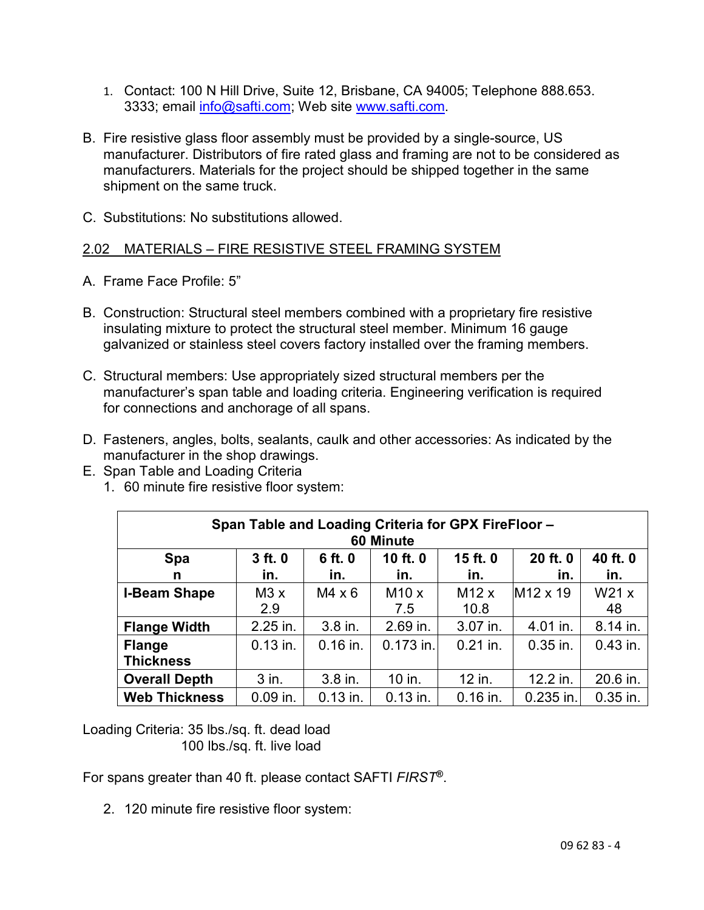1. Contact: 100 N Hill Drive, Suite 12, Brisbane, CA 94005; Telephone 888.653. 3333; email info@safti.com; Web site www.safti.com.

B. Fire resistive glass floor assembly must be provided by a single-source, US manufacturer. Distributors of fire rated glass and framing are not to be considered as manufacturers. Materials for the project should be shipped together in the same shipment on the same truck.

C. Substitutions: No substitutions allowed.

## 2.02 MATERIALS – FIRE RESISTIVE STEEL FRAMING SYSTEM

A. Frame Face Profile: 5"

B. Construction: Structural steel members combined with a proprietary fire resistive insulating mixture to protect the structural steel member. Minimum 16 gauge galvanized or stainless steel covers factory installed over the framing members.

C. Structural members: Use appropriately sized structural members per the manufacturer's span table and loading criteria. Engineering verification is required for connections and anchorage of all spans.

D. Fasteners, angles, bolts, sealants, caulk and other accessories: As indicated by the manufacturer in the shop drawings.

E. Span Table and Loading Criteria

1. 60 minute fire resistive floor system:

| **Span Table and Loading Criteria for GPX FireFloor – 60 Minute** | | | | | | |
|---|---|---|---|---|---|---|
| **Span** | **3 ft. 0 in.** | **6 ft. 0 in.** | **10 ft. 0 in.** | **15 ft. 0 in.** | **20 ft. 0 in.** | **40 ft. 0 in.** |
| **I-Beam Shape** | M3 x 2.9 | M4 x 6 | M10 x 7.5 | M12 x 10.8 | M12 x 19 | W21 x 48 |
| **Flange Width** | 2.25 in. | 3.8 in. | 2.69 in. | 3.07 in. | 4.01 in. | 8.14 in. |
| **Flange Thickness** | 0.13 in. | 0.16 in. | 0.173 in. | 0.21 in. | 0.35 in. | 0.43 in. |
| **Overall Depth** | 3 in. | 3.8 in. | 10 in. | 12 in. | 12.2 in. | 20.6 in. |
| **Web Thickness** | 0.09 in. | 0.13 in. | 0.13 in. | 0.16 in. | 0.235 in. | 0.35 in. |

Loading Criteria: 35 lbs./sq. ft. dead load
100 lbs./sq. ft. live load

For spans greater than 40 ft. please contact SAFTI *FIRST*®.

2. 120 minute fire resistive floor system: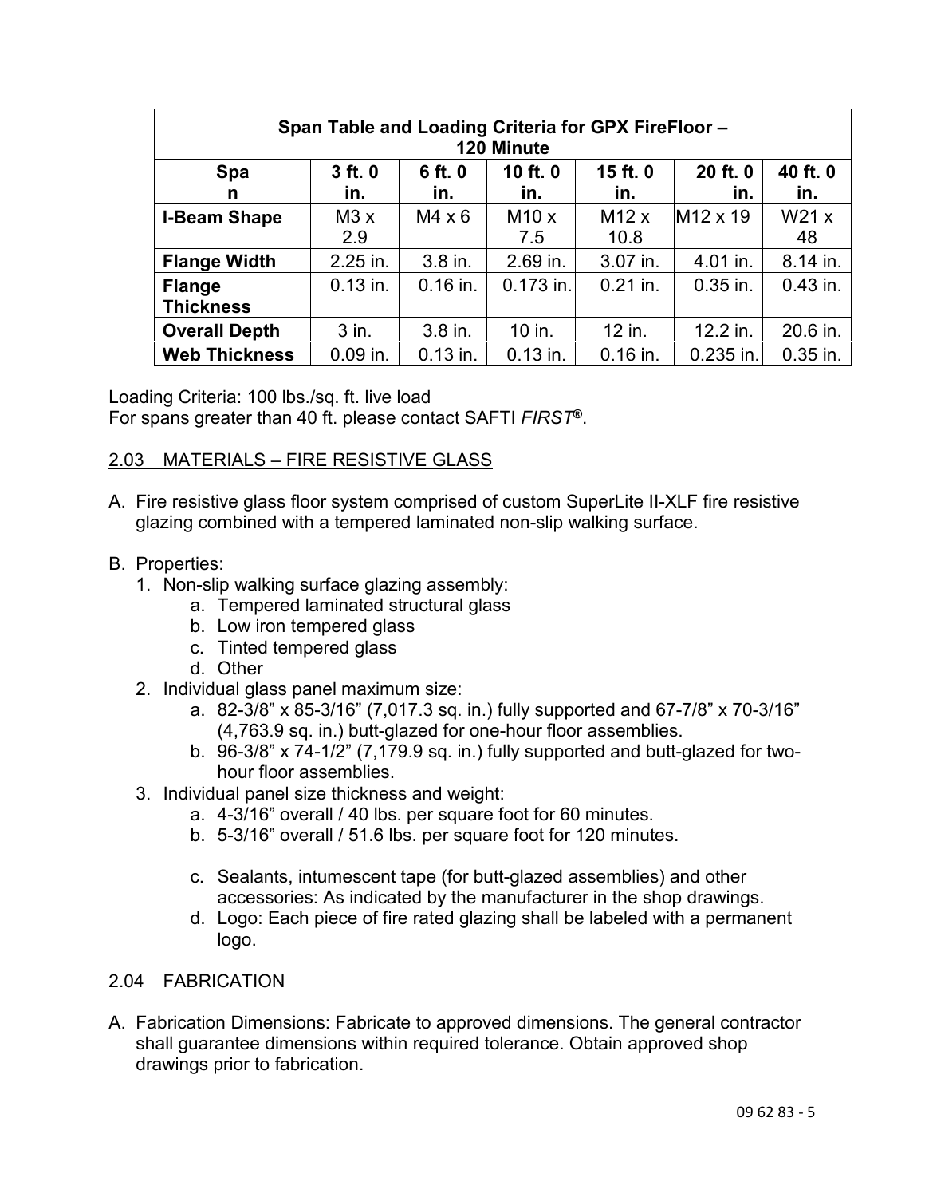| Span Table and Loading Criteria for GPX FireFloor – 120 Minute | | | | | | |
|---|---|---|---|---|---|---|
| **Span** | **3 ft. 0 in.** | **6 ft. 0 in.** | **10 ft. 0 in.** | **15 ft. 0 in.** | **20 ft. 0 in.** | **40 ft. 0 in.** |
| **I-Beam Shape** | M3 x 2.9 | M4 x 6 | M10 x 7.5 | M12 x 10.8 | M12 x 19 | W21 x 48 |
| **Flange Width** | 2.25 in. | 3.8 in. | 2.69 in. | 3.07 in. | 4.01 in. | 8.14 in. |
| **Flange Thickness** | 0.13 in. | 0.16 in. | 0.173 in. | 0.21 in. | 0.35 in. | 0.43 in. |
| **Overall Depth** | 3 in. | 3.8 in. | 10 in. | 12 in. | 12.2 in. | 20.6 in. |
| **Web Thickness** | 0.09 in. | 0.13 in. | 0.13 in. | 0.16 in. | 0.235 in. | 0.35 in. |

Loading Criteria: 100 lbs./sq. ft. live load
For spans greater than 40 ft. please contact SAFTI *FIRST*®.

## 2.03 MATERIALS – FIRE RESISTIVE GLASS

A. Fire resistive glass floor system comprised of custom SuperLite II-XLF fire resistive glazing combined with a tempered laminated non-slip walking surface.

B. Properties:
   1. Non-slip walking surface glazing assembly:
      a. Tempered laminated structural glass
      b. Low iron tempered glass
      c. Tinted tempered glass
      d. Other
   2. Individual glass panel maximum size:
      a. 82-3/8" x 85-3/16" (7,017.3 sq. in.) fully supported and 67-7/8" x 70-3/16" (4,763.9 sq. in.) butt-glazed for one-hour floor assemblies.
      b. 96-3/8" x 74-1/2" (7,179.9 sq. in.) fully supported and butt-glazed for two-hour floor assemblies.
   3. Individual panel size thickness and weight:
      a. 4-3/16" overall / 40 lbs. per square foot for 60 minutes.
      b. 5-3/16" overall / 51.6 lbs. per square foot for 120 minutes.

      c. Sealants, intumescent tape (for butt-glazed assemblies) and other accessories: As indicated by the manufacturer in the shop drawings.
      d. Logo: Each piece of fire rated glazing shall be labeled with a permanent logo.

## 2.04 FABRICATION

A. Fabrication Dimensions: Fabricate to approved dimensions. The general contractor shall guarantee dimensions within required tolerance. Obtain approved shop drawings prior to fabrication.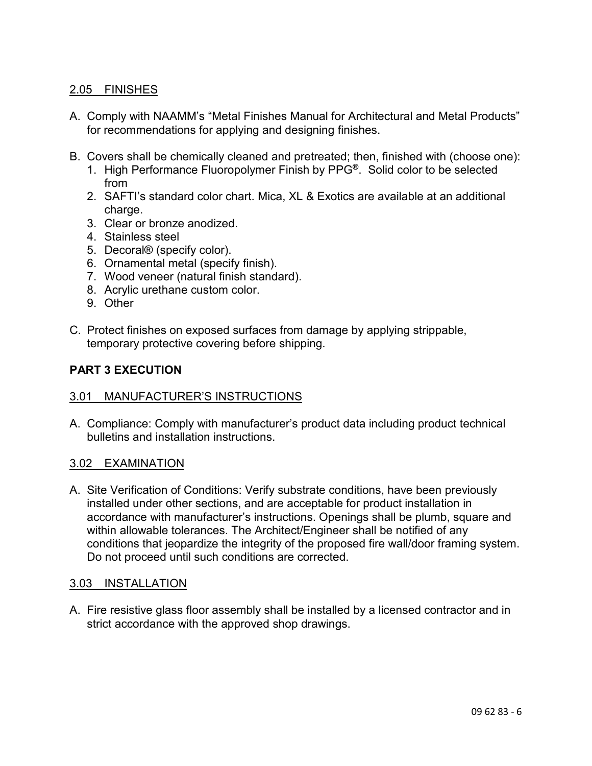## 2.05 FINISHES

A. Comply with NAAMM's "Metal Finishes Manual for Architectural and Metal Products" for recommendations for applying and designing finishes.

B. Covers shall be chemically cleaned and pretreated; then, finished with (choose one):
   1. High Performance Fluoropolymer Finish by PPG®. Solid color to be selected from
   2. SAFTI's standard color chart. Mica, XL & Exotics are available at an additional charge.
   3. Clear or bronze anodized.
   4. Stainless steel
   5. Decoral® (specify color).
   6. Ornamental metal (specify finish).
   7. Wood veneer (natural finish standard).
   8. Acrylic urethane custom color.
   9. Other

C. Protect finishes on exposed surfaces from damage by applying strippable, temporary protective covering before shipping.

# PART 3 EXECUTION

## 3.01 MANUFACTURER'S INSTRUCTIONS

A. Compliance: Comply with manufacturer's product data including product technical bulletins and installation instructions.

## 3.02 EXAMINATION

A. Site Verification of Conditions: Verify substrate conditions, have been previously installed under other sections, and are acceptable for product installation in accordance with manufacturer's instructions. Openings shall be plumb, square and within allowable tolerances. The Architect/Engineer shall be notified of any conditions that jeopardize the integrity of the proposed fire wall/door framing system. Do not proceed until such conditions are corrected.

## 3.03 INSTALLATION

A. Fire resistive glass floor assembly shall be installed by a licensed contractor and in strict accordance with the approved shop drawings.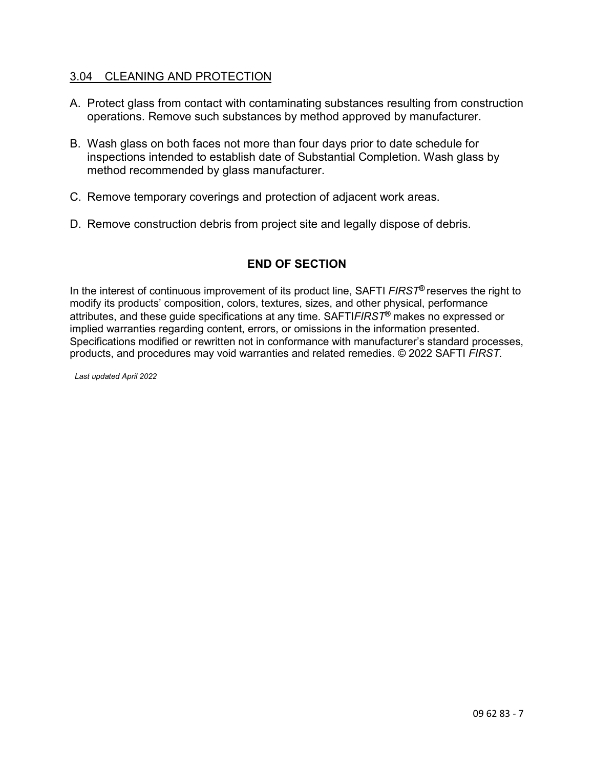## 3.04 CLEANING AND PROTECTION

A. Protect glass from contact with contaminating substances resulting from construction operations. Remove such substances by method approved by manufacturer.

B. Wash glass on both faces not more than four days prior to date schedule for inspections intended to establish date of Substantial Completion. Wash glass by method recommended by glass manufacturer.

C. Remove temporary coverings and protection of adjacent work areas.

D. Remove construction debris from project site and legally dispose of debris.

**END OF SECTION**

In the interest of continuous improvement of its product line, SAFTI *FIRST*® reserves the right to modify its products' composition, colors, textures, sizes, and other physical, performance attributes, and these guide specifications at any time. SAFTI*FIRST*® makes no expressed or implied warranties regarding content, errors, or omissions in the information presented. Specifications modified or rewritten not in conformance with manufacturer's standard processes, products, and procedures may void warranties and related remedies. © 2022 SAFTI *FIRST.*

*Last updated April 2022*